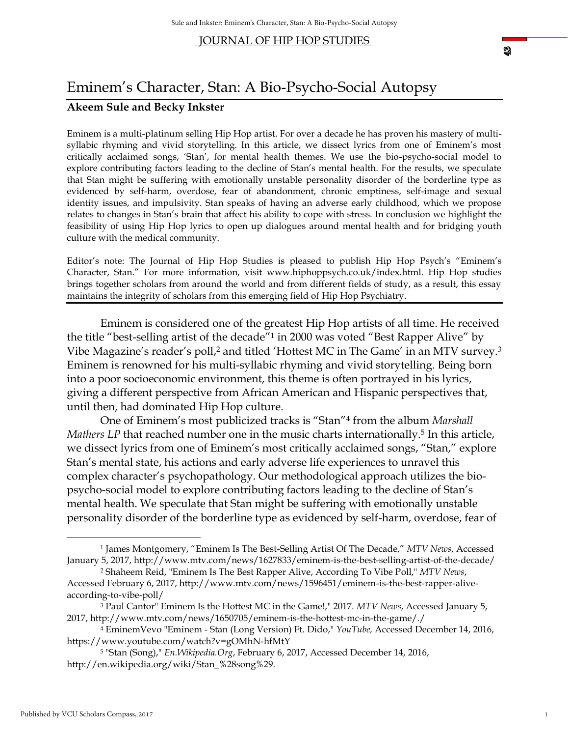# Eminem's Character, Stan: A Bio-Psycho-Social Autopsy

**Akeem Sule and Becky Inkster**

Eminem is a multi-platinum selling Hip Hop artist. For over a decade he has proven his mastery of multi-syllabic rhyming and vivid storytelling. In this article, we dissect lyrics from one of Eminem's most critically acclaimed songs, 'Stan', for mental health themes. We use the bio-psycho-social model to explore contributing factors leading to the decline of Stan's mental health. For the results, we speculate that Stan might be suffering with emotionally unstable personality disorder of the borderline type as evidenced by self-harm, overdose, fear of abandonment, chronic emptiness, self-image and sexual identity issues, and impulsivity. Stan speaks of having an adverse early childhood, which we propose relates to changes in Stan's brain that affect his ability to cope with stress. In conclusion we highlight the feasibility of using Hip Hop lyrics to open up dialogues around mental health and for bridging youth culture with the medical community.

Editor's note: The Journal of Hip Hop Studies is pleased to publish Hip Hop Psych's "Eminem's Character, Stan." For more information, visit www.hiphoppsych.co.uk/index.html. Hip Hop studies brings together scholars from around the world and from different fields of study, as a result, this essay maintains the integrity of scholars from this emerging field of Hip Hop Psychiatry.

---

Eminem is considered one of the greatest Hip Hop artists of all time. He received the title "best-selling artist of the decade"[1] in 2000 was voted "Best Rapper Alive" by Vibe Magazine's reader's poll,[2] and titled 'Hottest MC in The Game' in an MTV survey.[3] Eminem is renowned for his multi-syllabic rhyming and vivid storytelling. Being born into a poor socioeconomic environment, this theme is often portrayed in his lyrics, giving a different perspective from African American and Hispanic perspectives that, until then, had dominated Hip Hop culture.

One of Eminem's most publicized tracks is "Stan"[4] from the album *Marshall Mathers LP* that reached number one in the music charts internationally.[5] In this article, we dissect lyrics from one of Eminem's most critically acclaimed songs, "Stan," explore Stan's mental state, his actions and early adverse life experiences to unravel this complex character's psychopathology. Our methodological approach utilizes the bio-psycho-social model to explore contributing factors leading to the decline of Stan's mental health. We speculate that Stan might be suffering with emotionally unstable personality disorder of the borderline type as evidenced by self-harm, overdose, fear of

---

[1] James Montgomery, "Eminem Is The Best-Selling Artist Of The Decade," *MTV News*, Accessed January 5, 2017, http://www.mtv.com/news/1627833/eminem-is-the-best-selling-artist-of-the-decade/

[2] Shaheem Reid, "Eminem Is The Best Rapper Alive, According To Vibe Poll," *MTV News*, Accessed February 6, 2017, http://www.mtv.com/news/1596451/eminem-is-the-best-rapper-alive-according-to-vibe-poll/

[3] Paul Cantor" Eminem Is the Hottest MC in the Game!," 2017. *MTV News*, Accessed January 5, 2017, http://www.mtv.com/news/1650705/eminem-is-the-hottest-mc-in-the-game/./

[4] EminemVevo "Eminem - Stan (Long Version) Ft. Dido," *YouTube,* Accessed December 14, 2016, https://www.youtube.com/watch?v=gOMhN-hfMtY

[5] "Stan (Song)," *En.Wikipedia.Org*, February 6, 2017, Accessed December 14, 2016, http://en.wikipedia.org/wiki/Stan_%28song%29.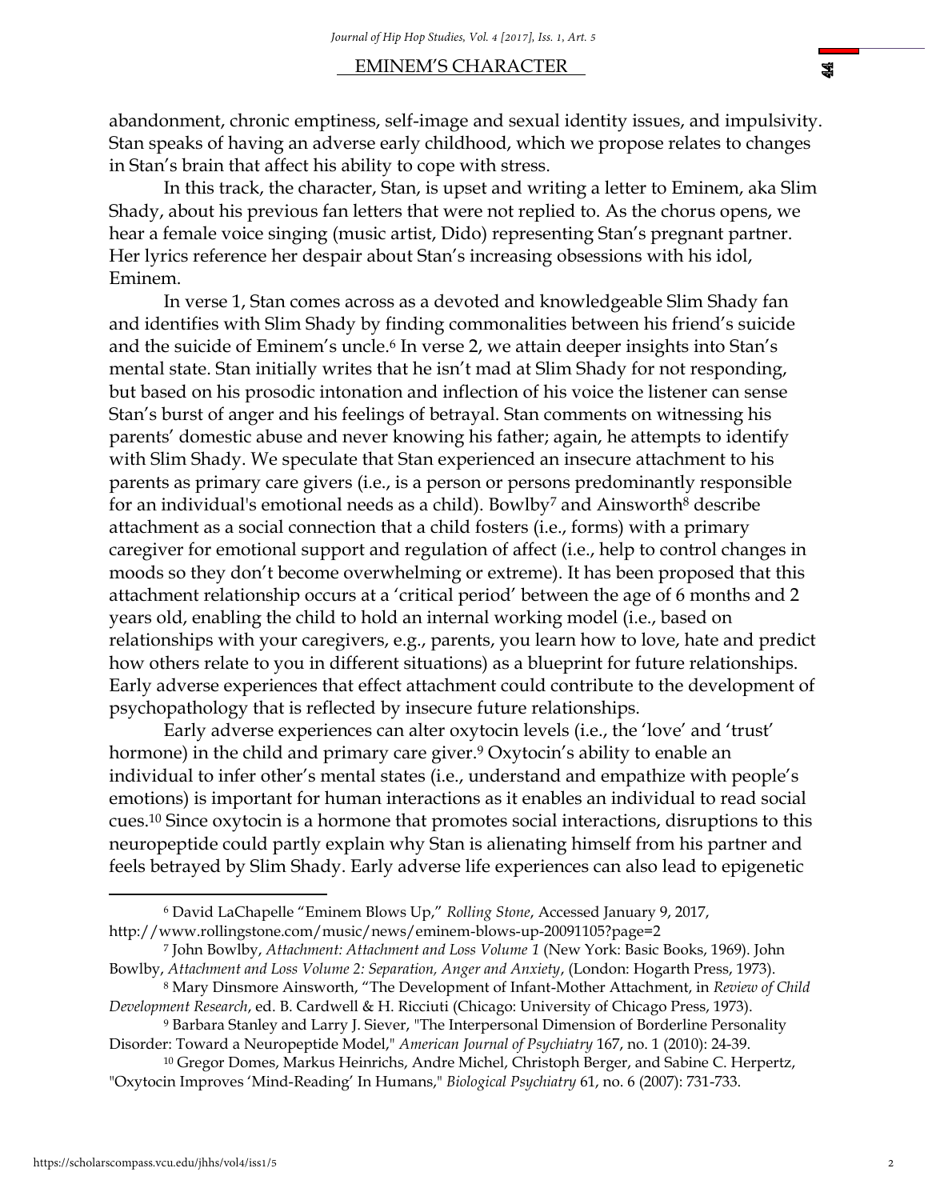abandonment, chronic emptiness, self-image and sexual identity issues, and impulsivity. Stan speaks of having an adverse early childhood, which we propose relates to changes in Stan's brain that affect his ability to cope with stress.

In this track, the character, Stan, is upset and writing a letter to Eminem, aka Slim Shady, about his previous fan letters that were not replied to. As the chorus opens, we hear a female voice singing (music artist, Dido) representing Stan's pregnant partner. Her lyrics reference her despair about Stan's increasing obsessions with his idol, Eminem.

In verse 1, Stan comes across as a devoted and knowledgeable Slim Shady fan and identifies with Slim Shady by finding commonalities between his friend's suicide and the suicide of Eminem's uncle.[6] In verse 2, we attain deeper insights into Stan's mental state. Stan initially writes that he isn't mad at Slim Shady for not responding, but based on his prosodic intonation and inflection of his voice the listener can sense Stan's burst of anger and his feelings of betrayal. Stan comments on witnessing his parents' domestic abuse and never knowing his father; again, he attempts to identify with Slim Shady. We speculate that Stan experienced an insecure attachment to his parents as primary care givers (i.e., is a person or persons predominantly responsible for an individual's emotional needs as a child). Bowlby[7] and Ainsworth[8] describe attachment as a social connection that a child fosters (i.e., forms) with a primary caregiver for emotional support and regulation of affect (i.e., help to control changes in moods so they don't become overwhelming or extreme). It has been proposed that this attachment relationship occurs at a 'critical period' between the age of 6 months and 2 years old, enabling the child to hold an internal working model (i.e., based on relationships with your caregivers, e.g., parents, you learn how to love, hate and predict how others relate to you in different situations) as a blueprint for future relationships. Early adverse experiences that effect attachment could contribute to the development of psychopathology that is reflected by insecure future relationships.

Early adverse experiences can alter oxytocin levels (i.e., the 'love' and 'trust' hormone) in the child and primary care giver.[9] Oxytocin's ability to enable an individual to infer other's mental states (i.e., understand and empathize with people's emotions) is important for human interactions as it enables an individual to read social cues.[10] Since oxytocin is a hormone that promotes social interactions, disruptions to this neuropeptide could partly explain why Stan is alienating himself from his partner and feels betrayed by Slim Shady. Early adverse life experiences can also lead to epigenetic

---

[6] David LaChapelle "Eminem Blows Up," *Rolling Stone*, Accessed January 9, 2017, http://www.rollingstone.com/music/news/eminem-blows-up-20091105?page=2

[7] John Bowlby, *Attachment: Attachment and Loss Volume 1* (New York: Basic Books, 1969). John Bowlby, *Attachment and Loss Volume 2: Separation, Anger and Anxiety*, (London: Hogarth Press, 1973).

[8] Mary Dinsmore Ainsworth, "The Development of Infant-Mother Attachment, in *Review of Child Development Research*, ed. B. Cardwell & H. Ricciuti (Chicago: University of Chicago Press, 1973).

[9] Barbara Stanley and Larry J. Siever, "The Interpersonal Dimension of Borderline Personality Disorder: Toward a Neuropeptide Model," *American Journal of Psychiatry* 167, no. 1 (2010): 24-39.

[10] Gregor Domes, Markus Heinrichs, Andre Michel, Christoph Berger, and Sabine C. Herpertz, "Oxytocin Improves 'Mind-Reading' In Humans," *Biological Psychiatry* 61, no. 6 (2007): 731-733.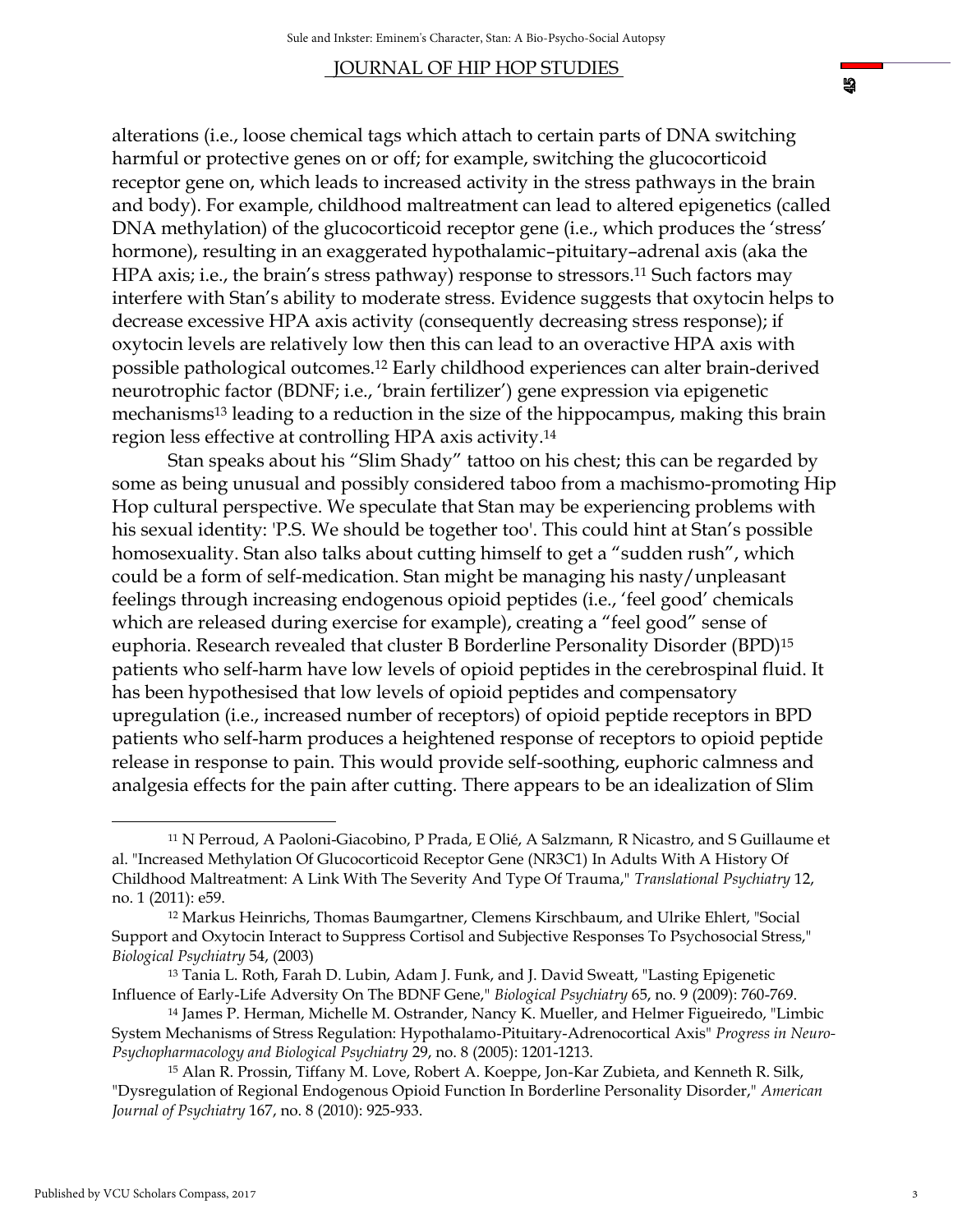alterations (i.e., loose chemical tags which attach to certain parts of DNA switching harmful or protective genes on or off; for example, switching the glucocorticoid receptor gene on, which leads to increased activity in the stress pathways in the brain and body). For example, childhood maltreatment can lead to altered epigenetics (called DNA methylation) of the glucocorticoid receptor gene (i.e., which produces the 'stress' hormone), resulting in an exaggerated hypothalamic–pituitary–adrenal axis (aka the HPA axis; i.e., the brain's stress pathway) response to stressors.[11] Such factors may interfere with Stan's ability to moderate stress. Evidence suggests that oxytocin helps to decrease excessive HPA axis activity (consequently decreasing stress response); if oxytocin levels are relatively low then this can lead to an overactive HPA axis with possible pathological outcomes.[12] Early childhood experiences can alter brain-derived neurotrophic factor (BDNF; i.e., 'brain fertilizer') gene expression via epigenetic mechanisms[13] leading to a reduction in the size of the hippocampus, making this brain region less effective at controlling HPA axis activity.[14]

Stan speaks about his "Slim Shady" tattoo on his chest; this can be regarded by some as being unusual and possibly considered taboo from a machismo-promoting Hip Hop cultural perspective. We speculate that Stan may be experiencing problems with his sexual identity: 'P.S. We should be together too'. This could hint at Stan's possible homosexuality. Stan also talks about cutting himself to get a "sudden rush", which could be a form of self-medication. Stan might be managing his nasty/unpleasant feelings through increasing endogenous opioid peptides (i.e., 'feel good' chemicals which are released during exercise for example), creating a "feel good" sense of euphoria. Research revealed that cluster B Borderline Personality Disorder (BPD)[15] patients who self-harm have low levels of opioid peptides in the cerebrospinal fluid. It has been hypothesised that low levels of opioid peptides and compensatory upregulation (i.e., increased number of receptors) of opioid peptide receptors in BPD patients who self-harm produces a heightened response of receptors to opioid peptide release in response to pain. This would provide self-soothing, euphoric calmness and analgesia effects for the pain after cutting. There appears to be an idealization of Slim

---

[11] N Perroud, A Paoloni-Giacobino, P Prada, E Olié, A Salzmann, R Nicastro, and S Guillaume et al. "Increased Methylation Of Glucocorticoid Receptor Gene (NR3C1) In Adults With A History Of Childhood Maltreatment: A Link With The Severity And Type Of Trauma," *Translational Psychiatry* 12, no. 1 (2011): e59.

[12] Markus Heinrichs, Thomas Baumgartner, Clemens Kirschbaum, and Ulrike Ehlert, "Social Support and Oxytocin Interact to Suppress Cortisol and Subjective Responses To Psychosocial Stress," *Biological Psychiatry* 54, (2003)

[13] Tania L. Roth, Farah D. Lubin, Adam J. Funk, and J. David Sweatt, "Lasting Epigenetic Influence of Early-Life Adversity On The BDNF Gene," *Biological Psychiatry* 65, no. 9 (2009): 760-769.

[14] James P. Herman, Michelle M. Ostrander, Nancy K. Mueller, and Helmer Figueiredo, "Limbic System Mechanisms of Stress Regulation: Hypothalamo-Pituitary-Adrenocortical Axis" *Progress in Neuro-Psychopharmacology and Biological Psychiatry* 29, no. 8 (2005): 1201-1213.

[15] Alan R. Prossin, Tiffany M. Love, Robert A. Koeppe, Jon-Kar Zubieta, and Kenneth R. Silk, "Dysregulation of Regional Endogenous Opioid Function In Borderline Personality Disorder," *American Journal of Psychiatry* 167, no. 8 (2010): 925-933.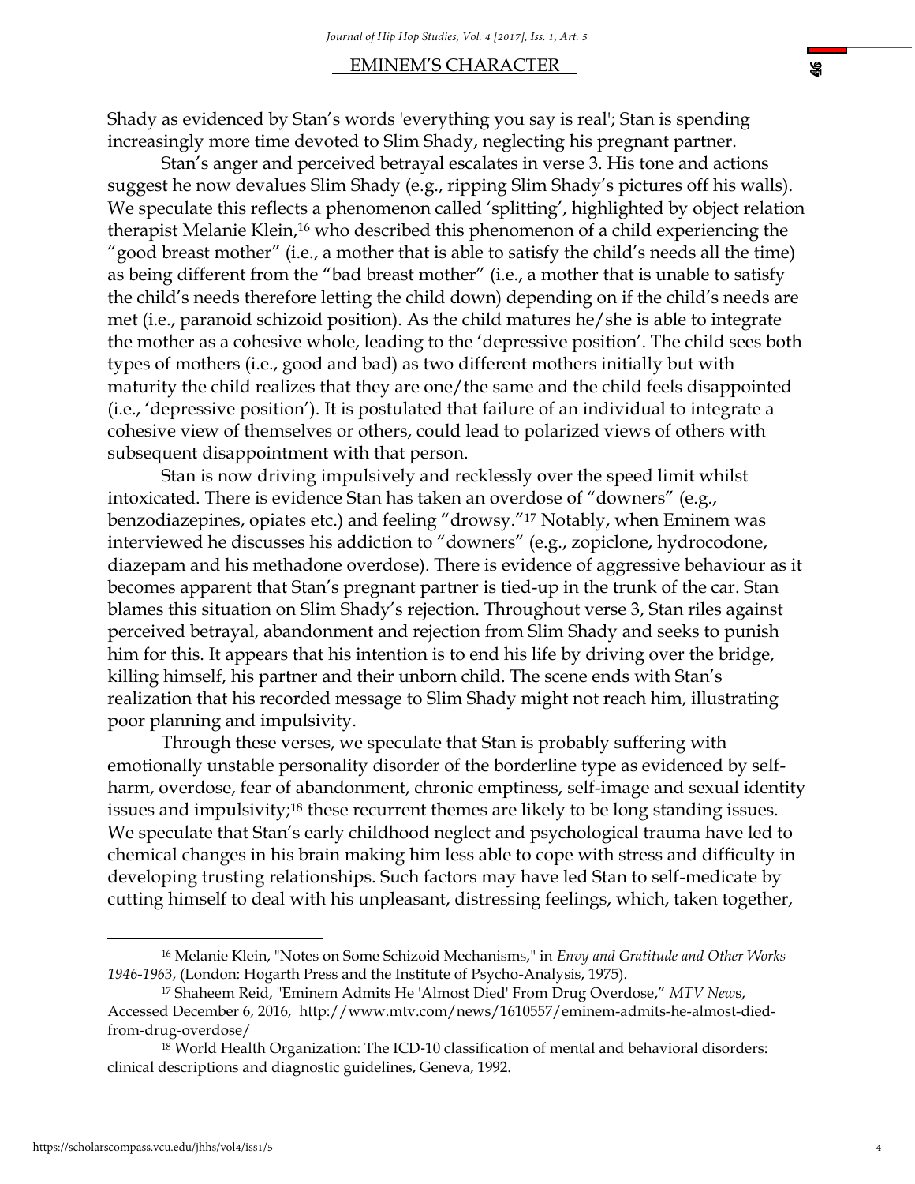Shady as evidenced by Stan's words 'everything you say is real'; Stan is spending increasingly more time devoted to Slim Shady, neglecting his pregnant partner.

Stan's anger and perceived betrayal escalates in verse 3. His tone and actions suggest he now devalues Slim Shady (e.g., ripping Slim Shady's pictures off his walls). We speculate this reflects a phenomenon called 'splitting', highlighted by object relation therapist Melanie Klein,[16] who described this phenomenon of a child experiencing the "good breast mother" (i.e., a mother that is able to satisfy the child's needs all the time) as being different from the "bad breast mother" (i.e., a mother that is unable to satisfy the child's needs therefore letting the child down) depending on if the child's needs are met (i.e., paranoid schizoid position). As the child matures he/she is able to integrate the mother as a cohesive whole, leading to the 'depressive position'. The child sees both types of mothers (i.e., good and bad) as two different mothers initially but with maturity the child realizes that they are one/the same and the child feels disappointed (i.e., 'depressive position'). It is postulated that failure of an individual to integrate a cohesive view of themselves or others, could lead to polarized views of others with subsequent disappointment with that person.

Stan is now driving impulsively and recklessly over the speed limit whilst intoxicated. There is evidence Stan has taken an overdose of "downers" (e.g., benzodiazepines, opiates etc.) and feeling "drowsy."[17] Notably, when Eminem was interviewed he discusses his addiction to "downers" (e.g., zopiclone, hydrocodone, diazepam and his methadone overdose). There is evidence of aggressive behaviour as it becomes apparent that Stan's pregnant partner is tied-up in the trunk of the car. Stan blames this situation on Slim Shady's rejection. Throughout verse 3, Stan riles against perceived betrayal, abandonment and rejection from Slim Shady and seeks to punish him for this. It appears that his intention is to end his life by driving over the bridge, killing himself, his partner and their unborn child. The scene ends with Stan's realization that his recorded message to Slim Shady might not reach him, illustrating poor planning and impulsivity.

Through these verses, we speculate that Stan is probably suffering with emotionally unstable personality disorder of the borderline type as evidenced by self-harm, overdose, fear of abandonment, chronic emptiness, self-image and sexual identity issues and impulsivity;[18] these recurrent themes are likely to be long standing issues. We speculate that Stan's early childhood neglect and psychological trauma have led to chemical changes in his brain making him less able to cope with stress and difficulty in developing trusting relationships. Such factors may have led Stan to self-medicate by cutting himself to deal with his unpleasant, distressing feelings, which, taken together,

---

[16] Melanie Klein, "Notes on Some Schizoid Mechanisms," in *Envy and Gratitude and Other Works 1946-1963*, (London: Hogarth Press and the Institute of Psycho-Analysis, 1975).

[17] Shaheem Reid, "Eminem Admits He 'Almost Died' From Drug Overdose," *MTV News*, Accessed December 6, 2016, http://www.mtv.com/news/1610557/eminem-admits-he-almost-died-from-drug-overdose/

[18] World Health Organization: The ICD-10 classification of mental and behavioral disorders: clinical descriptions and diagnostic guidelines, Geneva, 1992.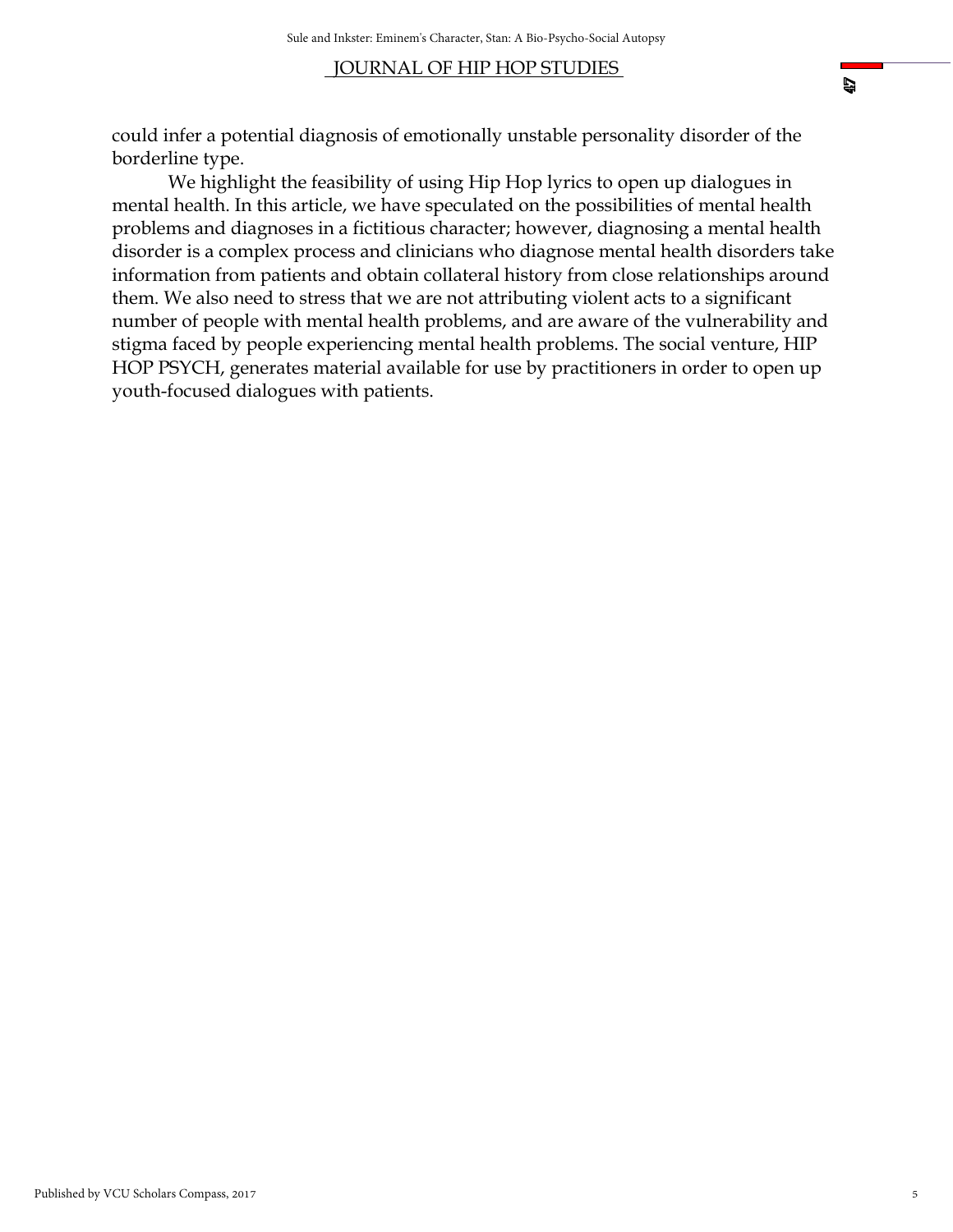could infer a potential diagnosis of emotionally unstable personality disorder of the borderline type.

We highlight the feasibility of using Hip Hop lyrics to open up dialogues in mental health. In this article, we have speculated on the possibilities of mental health problems and diagnoses in a fictitious character; however, diagnosing a mental health disorder is a complex process and clinicians who diagnose mental health disorders take information from patients and obtain collateral history from close relationships around them. We also need to stress that we are not attributing violent acts to a significant number of people with mental health problems, and are aware of the vulnerability and stigma faced by people experiencing mental health problems. The social venture, HIP HOP PSYCH, generates material available for use by practitioners in order to open up youth-focused dialogues with patients.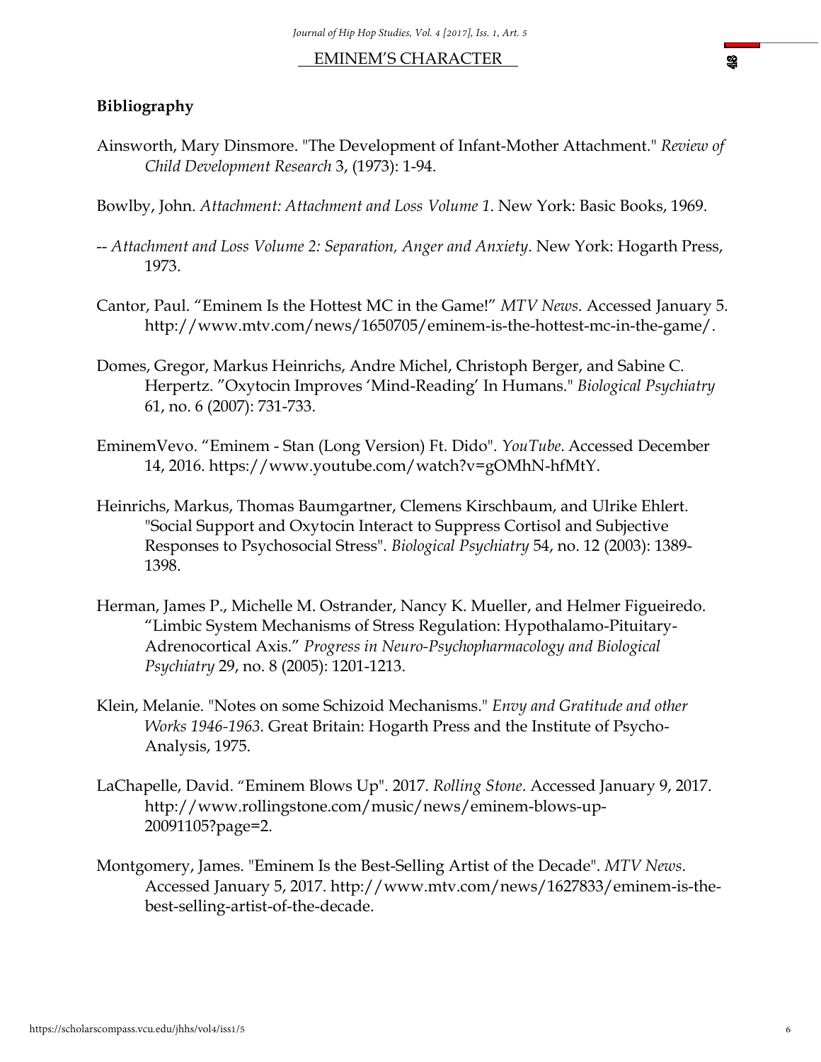**Bibliography**

Ainsworth, Mary Dinsmore. "The Development of Infant-Mother Attachment." *Review of Child Development Research* 3, (1973): 1-94.

Bowlby, John. *Attachment: Attachment and Loss Volume 1*. New York: Basic Books, 1969.

-- *Attachment and Loss Volume 2: Separation, Anger and Anxiety*. New York: Hogarth Press, 1973.

Cantor, Paul. "Eminem Is the Hottest MC in the Game!" *MTV News*. Accessed January 5. http://www.mtv.com/news/1650705/eminem-is-the-hottest-mc-in-the-game/.

Domes, Gregor, Markus Heinrichs, Andre Michel, Christoph Berger, and Sabine C. Herpertz. "Oxytocin Improves 'Mind-Reading' In Humans." *Biological Psychiatry* 61, no. 6 (2007): 731-733.

EminemVevo. "Eminem - Stan (Long Version) Ft. Dido". *YouTube*. Accessed December 14, 2016. https://www.youtube.com/watch?v=gOMhN-hfMtY.

Heinrichs, Markus, Thomas Baumgartner, Clemens Kirschbaum, and Ulrike Ehlert. "Social Support and Oxytocin Interact to Suppress Cortisol and Subjective Responses to Psychosocial Stress". *Biological Psychiatry* 54, no. 12 (2003): 1389-1398.

Herman, James P., Michelle M. Ostrander, Nancy K. Mueller, and Helmer Figueiredo. "Limbic System Mechanisms of Stress Regulation: Hypothalamo-Pituitary-Adrenocortical Axis." *Progress in Neuro-Psychopharmacology and Biological Psychiatry* 29, no. 8 (2005): 1201-1213.

Klein, Melanie. "Notes on some Schizoid Mechanisms." *Envy and Gratitude and other Works 1946-1963*. Great Britain: Hogarth Press and the Institute of Psycho-Analysis, 1975.

LaChapelle, David. "Eminem Blows Up". 2017. *Rolling Stone*. Accessed January 9, 2017. http://www.rollingstone.com/music/news/eminem-blows-up-20091105?page=2.

Montgomery, James. "Eminem Is the Best-Selling Artist of the Decade". *MTV News*. Accessed January 5, 2017. http://www.mtv.com/news/1627833/eminem-is-the-best-selling-artist-of-the-decade.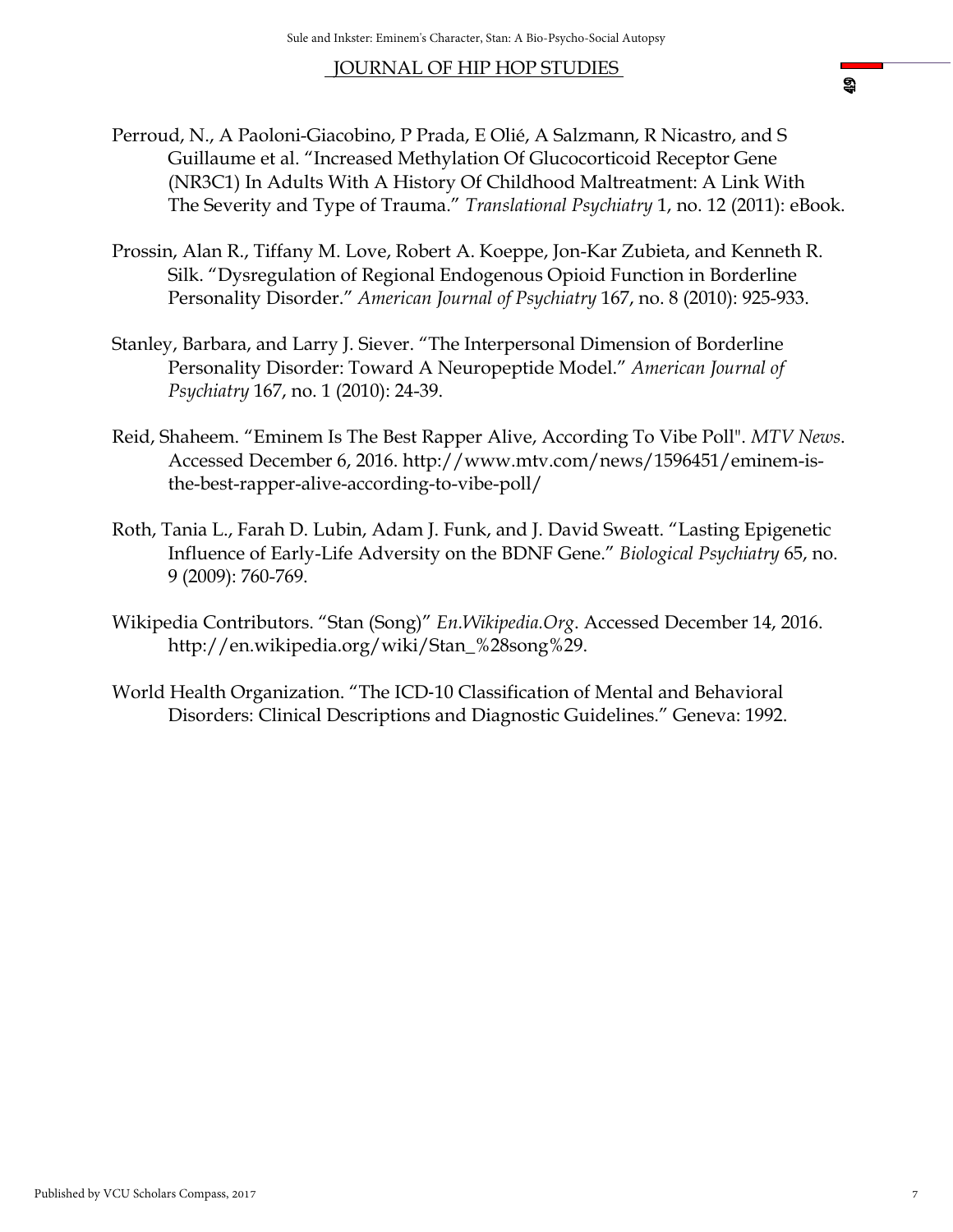Perroud, N., A Paoloni-Giacobino, P Prada, E Olié, A Salzmann, R Nicastro, and S Guillaume et al. "Increased Methylation Of Glucocorticoid Receptor Gene (NR3C1) In Adults With A History Of Childhood Maltreatment: A Link With The Severity and Type of Trauma." *Translational Psychiatry* 1, no. 12 (2011): eBook.

Prossin, Alan R., Tiffany M. Love, Robert A. Koeppe, Jon-Kar Zubieta, and Kenneth R. Silk. "Dysregulation of Regional Endogenous Opioid Function in Borderline Personality Disorder." *American Journal of Psychiatry* 167, no. 8 (2010): 925-933.

Stanley, Barbara, and Larry J. Siever. "The Interpersonal Dimension of Borderline Personality Disorder: Toward A Neuropeptide Model." *American Journal of Psychiatry* 167, no. 1 (2010): 24-39.

Reid, Shaheem. "Eminem Is The Best Rapper Alive, According To Vibe Poll". *MTV News*. Accessed December 6, 2016. http://www.mtv.com/news/1596451/eminem-is-the-best-rapper-alive-according-to-vibe-poll/

Roth, Tania L., Farah D. Lubin, Adam J. Funk, and J. David Sweatt. "Lasting Epigenetic Influence of Early-Life Adversity on the BDNF Gene." *Biological Psychiatry* 65, no. 9 (2009): 760-769.

Wikipedia Contributors. "Stan (Song)" *En.Wikipedia.Org*. Accessed December 14, 2016. http://en.wikipedia.org/wiki/Stan_%28song%29.

World Health Organization. "The ICD-10 Classification of Mental and Behavioral Disorders: Clinical Descriptions and Diagnostic Guidelines." Geneva: 1992.